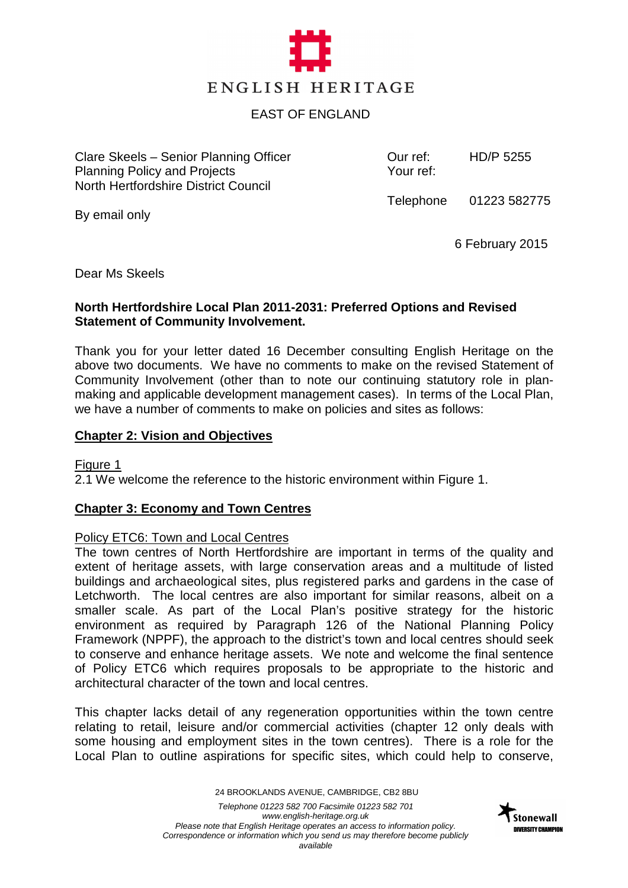ENGLISH HERITAGE

EAST OF ENGLAND

Clare Skeels – Senior Planning Officer
Planning Policy and Projects
North Hertfordshire District Council

By email only

Our ref: HD/P 5255
Your ref:

Telephone 01223 582775

6 February 2015

Dear Ms Skeels

**North Hertfordshire Local Plan 2011-2031: Preferred Options and Revised Statement of Community Involvement.**

Thank you for your letter dated 16 December consulting English Heritage on the above two documents. We have no comments to make on the revised Statement of Community Involvement (other than to note our continuing statutory role in plan-making and applicable development management cases). In terms of the Local Plan, we have a number of comments to make on policies and sites as follows:

## Chapter 2: Vision and Objectives

Figure 1

2.1 We welcome the reference to the historic environment within Figure 1.

## Chapter 3: Economy and Town Centres

Policy ETC6: Town and Local Centres

The town centres of North Hertfordshire are important in terms of the quality and extent of heritage assets, with large conservation areas and a multitude of listed buildings and archaeological sites, plus registered parks and gardens in the case of Letchworth. The local centres are also important for similar reasons, albeit on a smaller scale. As part of the Local Plan's positive strategy for the historic environment as required by Paragraph 126 of the National Planning Policy Framework (NPPF), the approach to the district's town and local centres should seek to conserve and enhance heritage assets. We note and welcome the final sentence of Policy ETC6 which requires proposals to be appropriate to the historic and architectural character of the town and local centres.

This chapter lacks detail of any regeneration opportunities within the town centre relating to retail, leisure and/or commercial activities (chapter 12 only deals with some housing and employment sites in the town centres). There is a role for the Local Plan to outline aspirations for specific sites, which could help to conserve,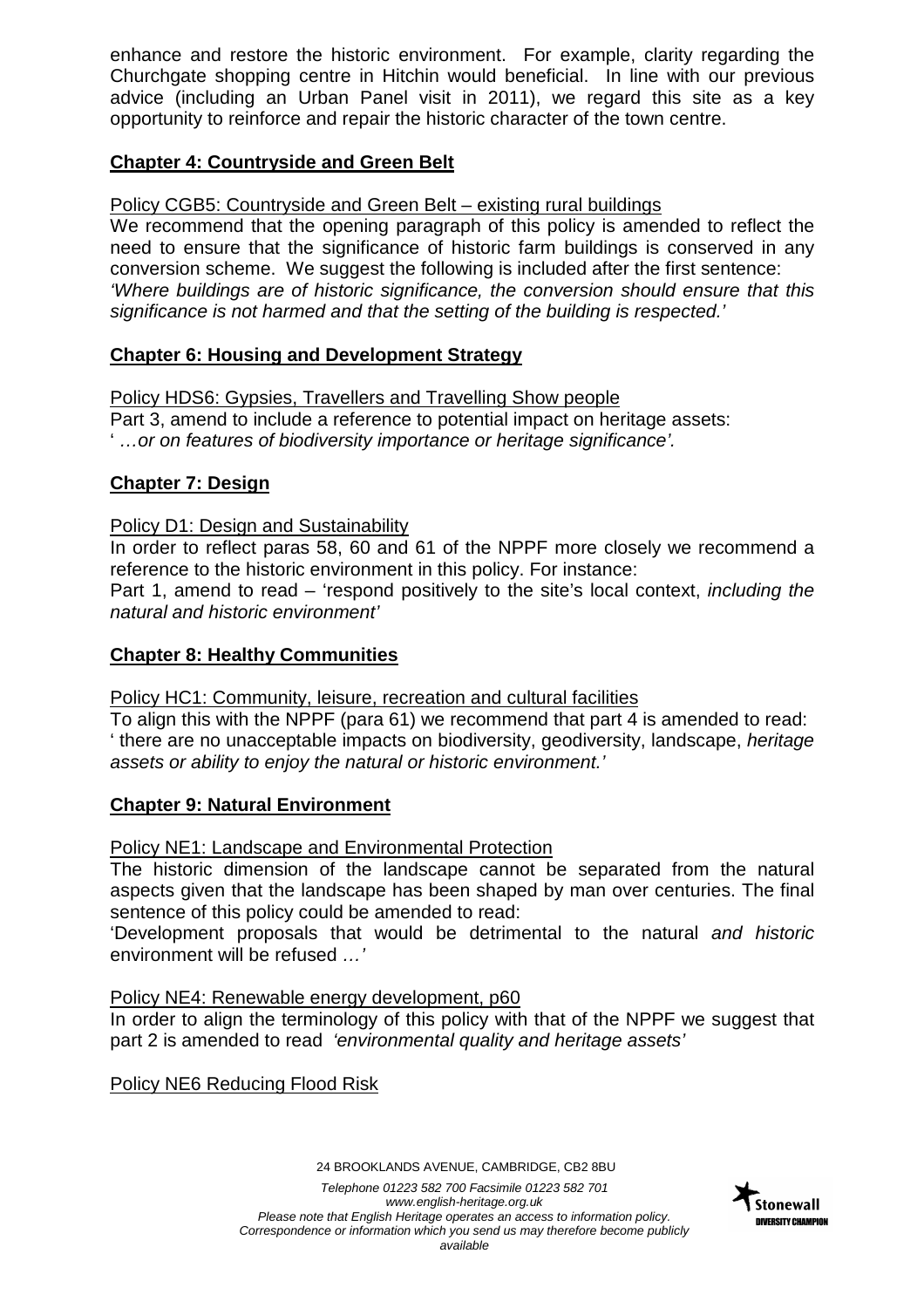enhance and restore the historic environment. For example, clarity regarding the Churchgate shopping centre in Hitchin would beneficial. In line with our previous advice (including an Urban Panel visit in 2011), we regard this site as a key opportunity to reinforce and repair the historic character of the town centre.

## Chapter 4: Countryside and Green Belt

Policy CGB5: Countryside and Green Belt – existing rural buildings

We recommend that the opening paragraph of this policy is amended to reflect the need to ensure that the significance of historic farm buildings is conserved in any conversion scheme. We suggest the following is included after the first sentence: *'Where buildings are of historic significance, the conversion should ensure that this significance is not harmed and that the setting of the building is respected.'*

## Chapter 6: Housing and Development Strategy

Policy HDS6: Gypsies, Travellers and Travelling Show people

Part 3, amend to include a reference to potential impact on heritage assets:
' *…or on features of biodiversity importance or heritage significance'.*

## Chapter 7: Design

Policy D1: Design and Sustainability

In order to reflect paras 58, 60 and 61 of the NPPF more closely we recommend a reference to the historic environment in this policy. For instance:

Part 1, amend to read – 'respond positively to the site's local context, *including the natural and historic environment'*

## Chapter 8: Healthy Communities

Policy HC1: Community, leisure, recreation and cultural facilities

To align this with the NPPF (para 61) we recommend that part 4 is amended to read:
' there are no unacceptable impacts on biodiversity, geodiversity, landscape, *heritage assets or ability to enjoy the natural or historic environment.'*

## Chapter 9: Natural Environment

Policy NE1: Landscape and Environmental Protection

The historic dimension of the landscape cannot be separated from the natural aspects given that the landscape has been shaped by man over centuries. The final sentence of this policy could be amended to read:

'Development proposals that would be detrimental to the natural *and historic* environment will be refused *…'*

Policy NE4: Renewable energy development, p60

In order to align the terminology of this policy with that of the NPPF we suggest that part 2 is amended to read *'environmental quality and heritage assets'*

Policy NE6 Reducing Flood Risk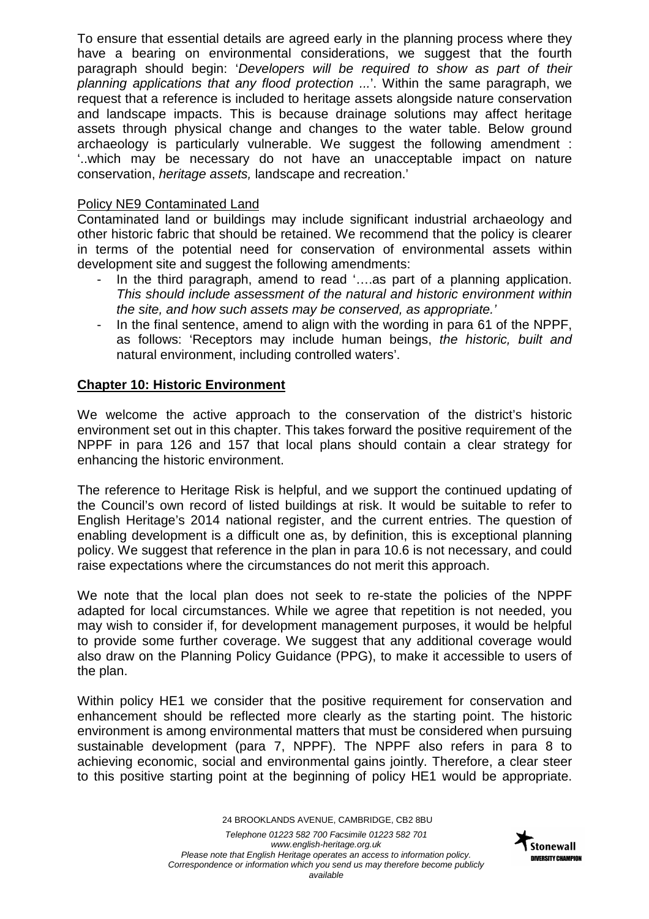To ensure that essential details are agreed early in the planning process where they have a bearing on environmental considerations, we suggest that the fourth paragraph should begin: '*Developers will be required to show as part of their planning applications that any flood protection ...*'. Within the same paragraph, we request that a reference is included to heritage assets alongside nature conservation and landscape impacts. This is because drainage solutions may affect heritage assets through physical change and changes to the water table. Below ground archaeology is particularly vulnerable. We suggest the following amendment : '..which may be necessary do not have an unacceptable impact on nature conservation, *heritage assets,* landscape and recreation.'

Policy NE9 Contaminated Land

Contaminated land or buildings may include significant industrial archaeology and other historic fabric that should be retained. We recommend that the policy is clearer in terms of the potential need for conservation of environmental assets within development site and suggest the following amendments:

- In the third paragraph, amend to read '….as part of a planning application. *This should include assessment of the natural and historic environment within the site, and how such assets may be conserved, as appropriate.'*
- In the final sentence, amend to align with the wording in para 61 of the NPPF, as follows: 'Receptors may include human beings, *the historic, built and* natural environment, including controlled waters'.

## Chapter 10: Historic Environment

We welcome the active approach to the conservation of the district's historic environment set out in this chapter. This takes forward the positive requirement of the NPPF in para 126 and 157 that local plans should contain a clear strategy for enhancing the historic environment.

The reference to Heritage Risk is helpful, and we support the continued updating of the Council's own record of listed buildings at risk. It would be suitable to refer to English Heritage's 2014 national register, and the current entries. The question of enabling development is a difficult one as, by definition, this is exceptional planning policy. We suggest that reference in the plan in para 10.6 is not necessary, and could raise expectations where the circumstances do not merit this approach.

We note that the local plan does not seek to re-state the policies of the NPPF adapted for local circumstances. While we agree that repetition is not needed, you may wish to consider if, for development management purposes, it would be helpful to provide some further coverage. We suggest that any additional coverage would also draw on the Planning Policy Guidance (PPG), to make it accessible to users of the plan.

Within policy HE1 we consider that the positive requirement for conservation and enhancement should be reflected more clearly as the starting point. The historic environment is among environmental matters that must be considered when pursuing sustainable development (para 7, NPPF). The NPPF also refers in para 8 to achieving economic, social and environmental gains jointly. Therefore, a clear steer to this positive starting point at the beginning of policy HE1 would be appropriate.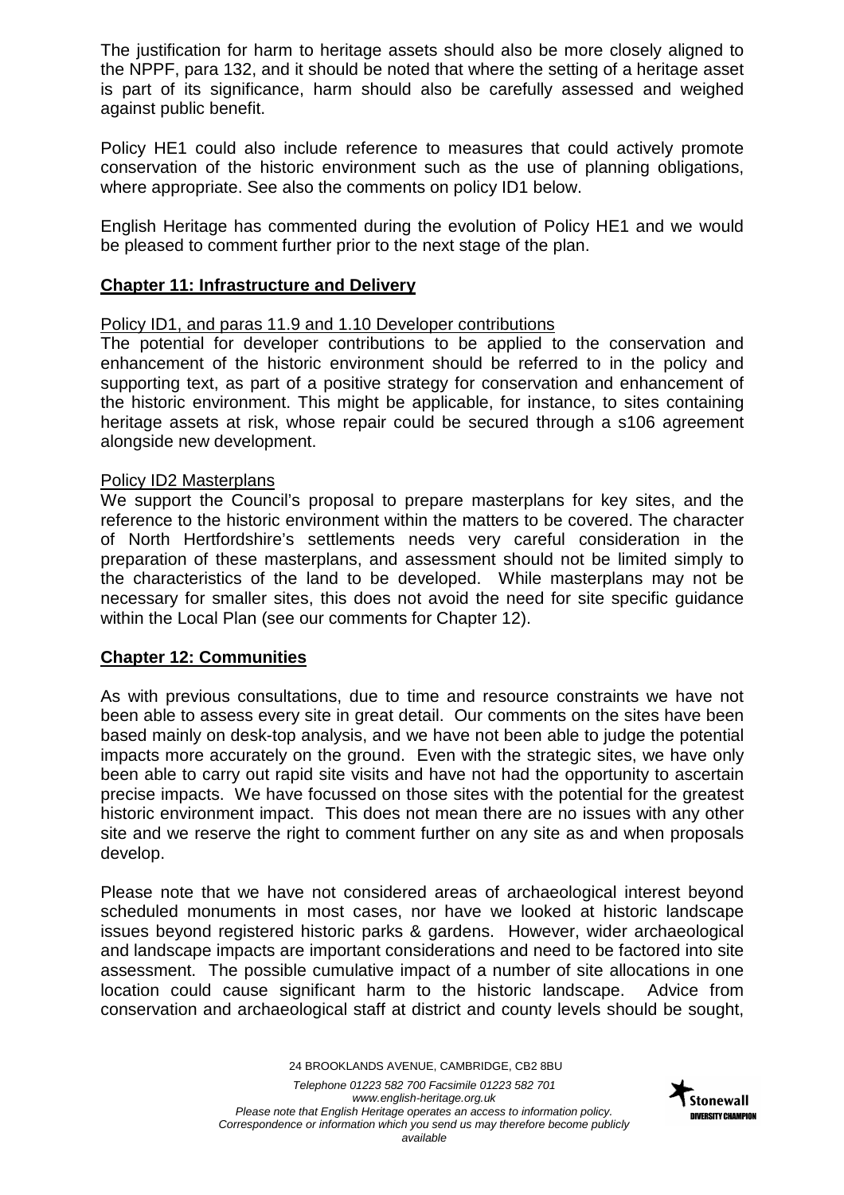The justification for harm to heritage assets should also be more closely aligned to the NPPF, para 132, and it should be noted that where the setting of a heritage asset is part of its significance, harm should also be carefully assessed and weighed against public benefit.

Policy HE1 could also include reference to measures that could actively promote conservation of the historic environment such as the use of planning obligations, where appropriate. See also the comments on policy ID1 below.

English Heritage has commented during the evolution of Policy HE1 and we would be pleased to comment further prior to the next stage of the plan.

## Chapter 11: Infrastructure and Delivery

Policy ID1, and paras 11.9 and 1.10 Developer contributions

The potential for developer contributions to be applied to the conservation and enhancement of the historic environment should be referred to in the policy and supporting text, as part of a positive strategy for conservation and enhancement of the historic environment. This might be applicable, for instance, to sites containing heritage assets at risk, whose repair could be secured through a s106 agreement alongside new development.

Policy ID2 Masterplans

We support the Council's proposal to prepare masterplans for key sites, and the reference to the historic environment within the matters to be covered. The character of North Hertfordshire's settlements needs very careful consideration in the preparation of these masterplans, and assessment should not be limited simply to the characteristics of the land to be developed. While masterplans may not be necessary for smaller sites, this does not avoid the need for site specific guidance within the Local Plan (see our comments for Chapter 12).

## Chapter 12: Communities

As with previous consultations, due to time and resource constraints we have not been able to assess every site in great detail. Our comments on the sites have been based mainly on desk-top analysis, and we have not been able to judge the potential impacts more accurately on the ground. Even with the strategic sites, we have only been able to carry out rapid site visits and have not had the opportunity to ascertain precise impacts. We have focussed on those sites with the potential for the greatest historic environment impact. This does not mean there are no issues with any other site and we reserve the right to comment further on any site as and when proposals develop.

Please note that we have not considered areas of archaeological interest beyond scheduled monuments in most cases, nor have we looked at historic landscape issues beyond registered historic parks & gardens. However, wider archaeological and landscape impacts are important considerations and need to be factored into site assessment. The possible cumulative impact of a number of site allocations in one location could cause significant harm to the historic landscape. Advice from conservation and archaeological staff at district and county levels should be sought,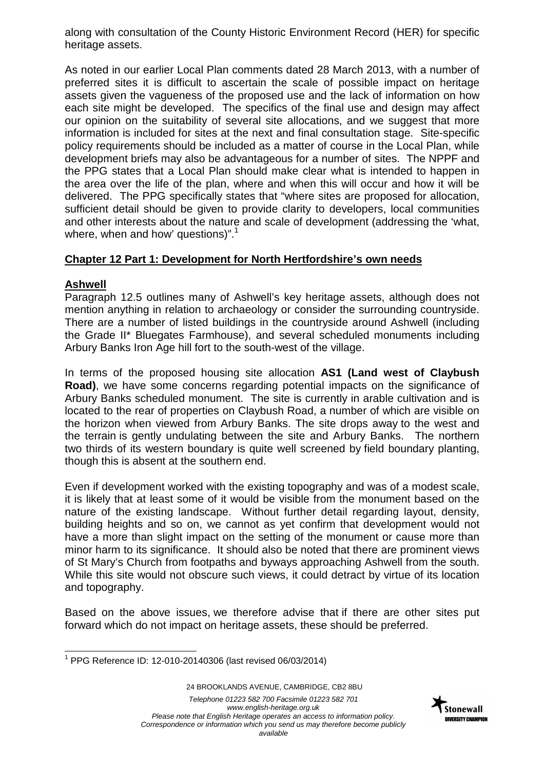along with consultation of the County Historic Environment Record (HER) for specific heritage assets.

As noted in our earlier Local Plan comments dated 28 March 2013, with a number of preferred sites it is difficult to ascertain the scale of possible impact on heritage assets given the vagueness of the proposed use and the lack of information on how each site might be developed. The specifics of the final use and design may affect our opinion on the suitability of several site allocations, and we suggest that more information is included for sites at the next and final consultation stage. Site-specific policy requirements should be included as a matter of course in the Local Plan, while development briefs may also be advantageous for a number of sites. The NPPF and the PPG states that a Local Plan should make clear what is intended to happen in the area over the life of the plan, where and when this will occur and how it will be delivered. The PPG specifically states that "where sites are proposed for allocation, sufficient detail should be given to provide clarity to developers, local communities and other interests about the nature and scale of development (addressing the 'what, where, when and how' questions)".[1]

## Chapter 12 Part 1: Development for North Hertfordshire's own needs

### Ashwell

Paragraph 12.5 outlines many of Ashwell's key heritage assets, although does not mention anything in relation to archaeology or consider the surrounding countryside. There are a number of listed buildings in the countryside around Ashwell (including the Grade II* Bluegates Farmhouse), and several scheduled monuments including Arbury Banks Iron Age hill fort to the south-west of the village.

In terms of the proposed housing site allocation **AS1 (Land west of Claybush Road)**, we have some concerns regarding potential impacts on the significance of Arbury Banks scheduled monument. The site is currently in arable cultivation and is located to the rear of properties on Claybush Road, a number of which are visible on the horizon when viewed from Arbury Banks. The site drops away to the west and the terrain is gently undulating between the site and Arbury Banks. The northern two thirds of its western boundary is quite well screened by field boundary planting, though this is absent at the southern end.

Even if development worked with the existing topography and was of a modest scale, it is likely that at least some of it would be visible from the monument based on the nature of the existing landscape. Without further detail regarding layout, density, building heights and so on, we cannot as yet confirm that development would not have a more than slight impact on the setting of the monument or cause more than minor harm to its significance. It should also be noted that there are prominent views of St Mary's Church from footpaths and byways approaching Ashwell from the south. While this site would not obscure such views, it could detract by virtue of its location and topography.

Based on the above issues, we therefore advise that if there are other sites put forward which do not impact on heritage assets, these should be preferred.

---

[1] PPG Reference ID: 12-010-20140306 (last revised 06/03/2014)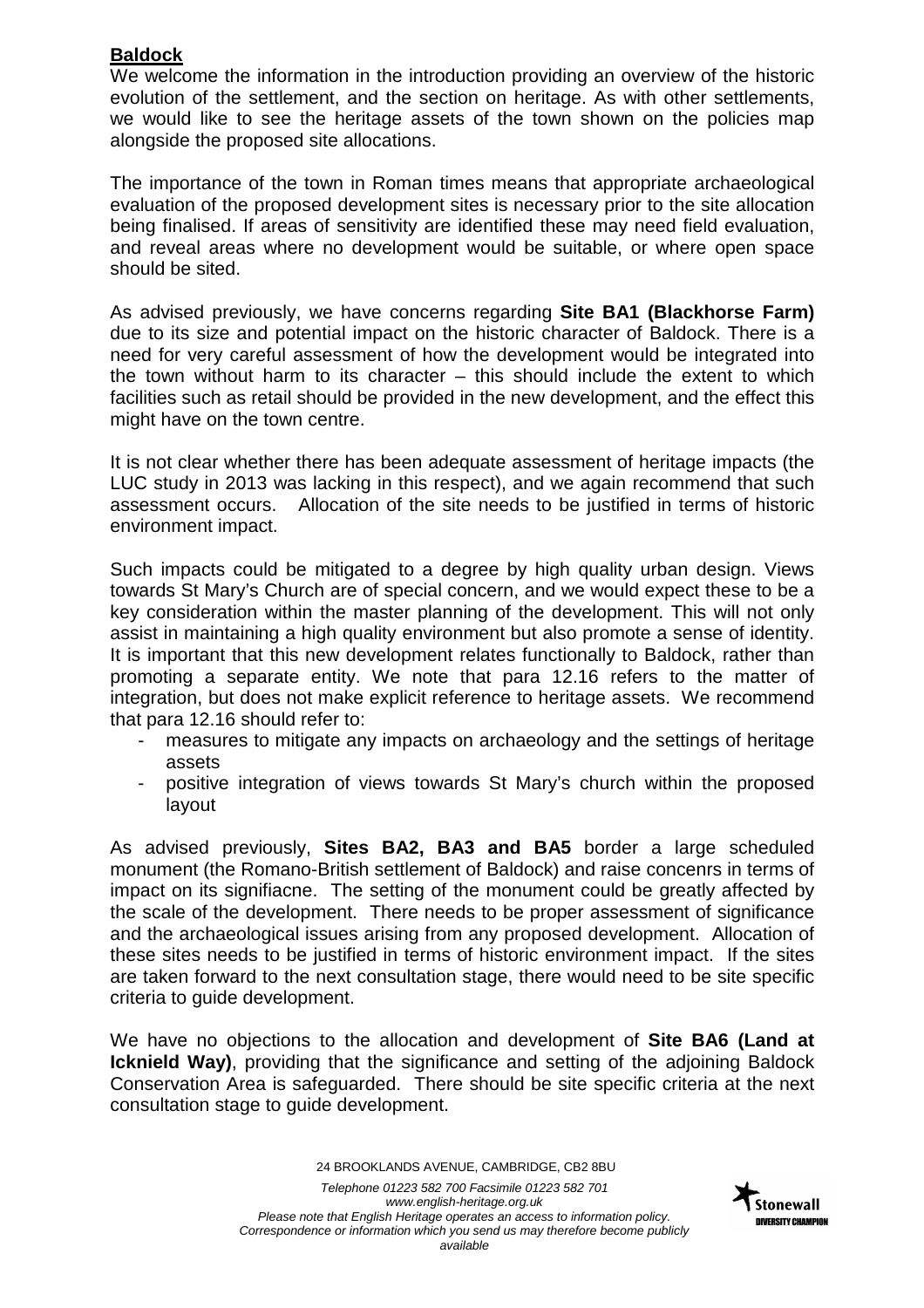**Baldock**

We welcome the information in the introduction providing an overview of the historic evolution of the settlement, and the section on heritage. As with other settlements, we would like to see the heritage assets of the town shown on the policies map alongside the proposed site allocations.

The importance of the town in Roman times means that appropriate archaeological evaluation of the proposed development sites is necessary prior to the site allocation being finalised. If areas of sensitivity are identified these may need field evaluation, and reveal areas where no development would be suitable, or where open space should be sited.

As advised previously, we have concerns regarding **Site BA1 (Blackhorse Farm)** due to its size and potential impact on the historic character of Baldock. There is a need for very careful assessment of how the development would be integrated into the town without harm to its character – this should include the extent to which facilities such as retail should be provided in the new development, and the effect this might have on the town centre.

It is not clear whether there has been adequate assessment of heritage impacts (the LUC study in 2013 was lacking in this respect), and we again recommend that such assessment occurs. Allocation of the site needs to be justified in terms of historic environment impact.

Such impacts could be mitigated to a degree by high quality urban design. Views towards St Mary's Church are of special concern, and we would expect these to be a key consideration within the master planning of the development. This will not only assist in maintaining a high quality environment but also promote a sense of identity. It is important that this new development relates functionally to Baldock, rather than promoting a separate entity. We note that para 12.16 refers to the matter of integration, but does not make explicit reference to heritage assets. We recommend that para 12.16 should refer to:

- measures to mitigate any impacts on archaeology and the settings of heritage assets
- positive integration of views towards St Mary's church within the proposed layout

As advised previously, **Sites BA2, BA3 and BA5** border a large scheduled monument (the Romano-British settlement of Baldock) and raise concenrs in terms of impact on its signifiacne. The setting of the monument could be greatly affected by the scale of the development. There needs to be proper assessment of significance and the archaeological issues arising from any proposed development. Allocation of these sites needs to be justified in terms of historic environment impact. If the sites are taken forward to the next consultation stage, there would need to be site specific criteria to guide development.

We have no objections to the allocation and development of **Site BA6 (Land at Icknield Way)**, providing that the significance and setting of the adjoining Baldock Conservation Area is safeguarded. There should be site specific criteria at the next consultation stage to guide development.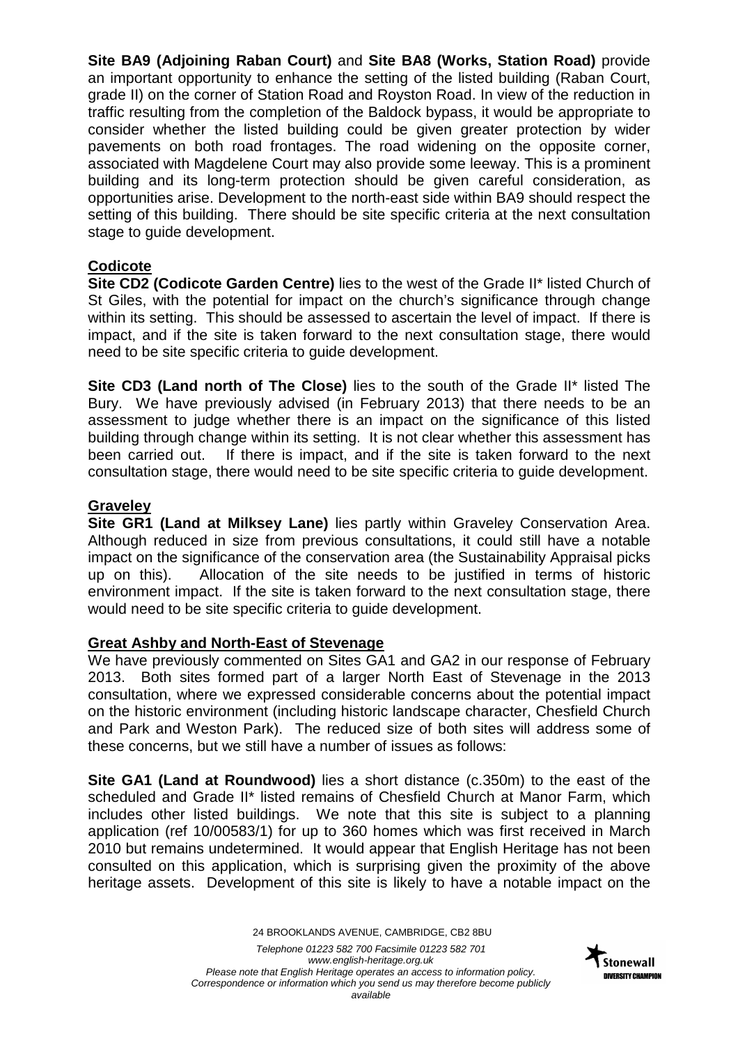**Site BA9 (Adjoining Raban Court)** and **Site BA8 (Works, Station Road)** provide an important opportunity to enhance the setting of the listed building (Raban Court, grade II) on the corner of Station Road and Royston Road. In view of the reduction in traffic resulting from the completion of the Baldock bypass, it would be appropriate to consider whether the listed building could be given greater protection by wider pavements on both road frontages. The road widening on the opposite corner, associated with Magdelene Court may also provide some leeway. This is a prominent building and its long-term protection should be given careful consideration, as opportunities arise. Development to the north-east side within BA9 should respect the setting of this building. There should be site specific criteria at the next consultation stage to guide development.

## Codicote

**Site CD2 (Codicote Garden Centre)** lies to the west of the Grade II* listed Church of St Giles, with the potential for impact on the church's significance through change within its setting. This should be assessed to ascertain the level of impact. If there is impact, and if the site is taken forward to the next consultation stage, there would need to be site specific criteria to guide development.

**Site CD3 (Land north of The Close)** lies to the south of the Grade II* listed The Bury. We have previously advised (in February 2013) that there needs to be an assessment to judge whether there is an impact on the significance of this listed building through change within its setting. It is not clear whether this assessment has been carried out. If there is impact, and if the site is taken forward to the next consultation stage, there would need to be site specific criteria to guide development.

## Graveley

**Site GR1 (Land at Milksey Lane)** lies partly within Graveley Conservation Area. Although reduced in size from previous consultations, it could still have a notable impact on the significance of the conservation area (the Sustainability Appraisal picks up on this). Allocation of the site needs to be justified in terms of historic environment impact. If the site is taken forward to the next consultation stage, there would need to be site specific criteria to guide development.

## Great Ashby and North-East of Stevenage

We have previously commented on Sites GA1 and GA2 in our response of February 2013. Both sites formed part of a larger North East of Stevenage in the 2013 consultation, where we expressed considerable concerns about the potential impact on the historic environment (including historic landscape character, Chesfield Church and Park and Weston Park). The reduced size of both sites will address some of these concerns, but we still have a number of issues as follows:

**Site GA1 (Land at Roundwood)** lies a short distance (c.350m) to the east of the scheduled and Grade II* listed remains of Chesfield Church at Manor Farm, which includes other listed buildings. We note that this site is subject to a planning application (ref 10/00583/1) for up to 360 homes which was first received in March 2010 but remains undetermined. It would appear that English Heritage has not been consulted on this application, which is surprising given the proximity of the above heritage assets. Development of this site is likely to have a notable impact on the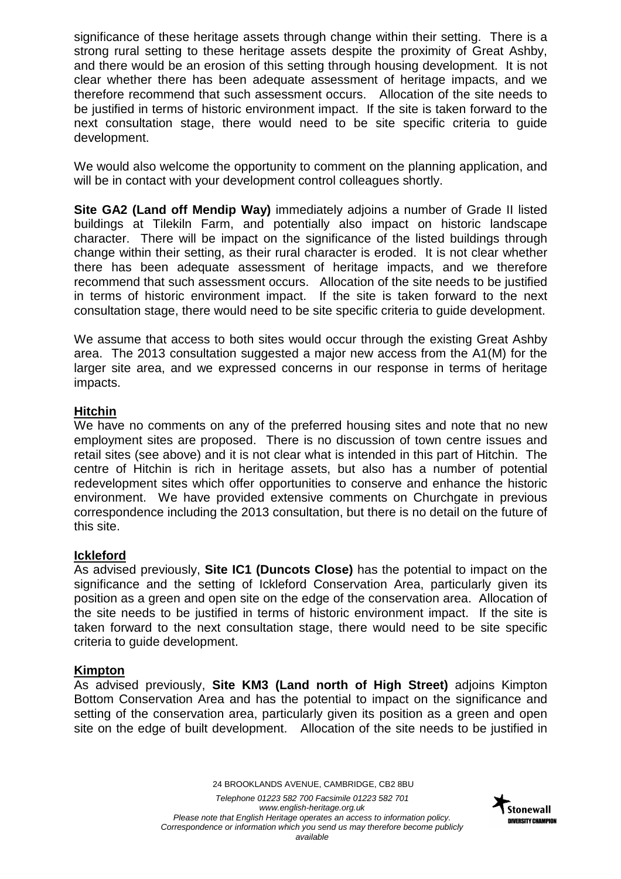significance of these heritage assets through change within their setting. There is a strong rural setting to these heritage assets despite the proximity of Great Ashby, and there would be an erosion of this setting through housing development. It is not clear whether there has been adequate assessment of heritage impacts, and we therefore recommend that such assessment occurs. Allocation of the site needs to be justified in terms of historic environment impact. If the site is taken forward to the next consultation stage, there would need to be site specific criteria to guide development.

We would also welcome the opportunity to comment on the planning application, and will be in contact with your development control colleagues shortly.

**Site GA2 (Land off Mendip Way)** immediately adjoins a number of Grade II listed buildings at Tilekiln Farm, and potentially also impact on historic landscape character. There will be impact on the significance of the listed buildings through change within their setting, as their rural character is eroded. It is not clear whether there has been adequate assessment of heritage impacts, and we therefore recommend that such assessment occurs. Allocation of the site needs to be justified in terms of historic environment impact. If the site is taken forward to the next consultation stage, there would need to be site specific criteria to guide development.

We assume that access to both sites would occur through the existing Great Ashby area. The 2013 consultation suggested a major new access from the A1(M) for the larger site area, and we expressed concerns in our response in terms of heritage impacts.

## Hitchin

We have no comments on any of the preferred housing sites and note that no new employment sites are proposed. There is no discussion of town centre issues and retail sites (see above) and it is not clear what is intended in this part of Hitchin. The centre of Hitchin is rich in heritage assets, but also has a number of potential redevelopment sites which offer opportunities to conserve and enhance the historic environment. We have provided extensive comments on Churchgate in previous correspondence including the 2013 consultation, but there is no detail on the future of this site.

## Ickleford

As advised previously, **Site IC1 (Duncots Close)** has the potential to impact on the significance and the setting of Ickleford Conservation Area, particularly given its position as a green and open site on the edge of the conservation area. Allocation of the site needs to be justified in terms of historic environment impact. If the site is taken forward to the next consultation stage, there would need to be site specific criteria to guide development.

## Kimpton

As advised previously, **Site KM3 (Land north of High Street)** adjoins Kimpton Bottom Conservation Area and has the potential to impact on the significance and setting of the conservation area, particularly given its position as a green and open site on the edge of built development. Allocation of the site needs to be justified in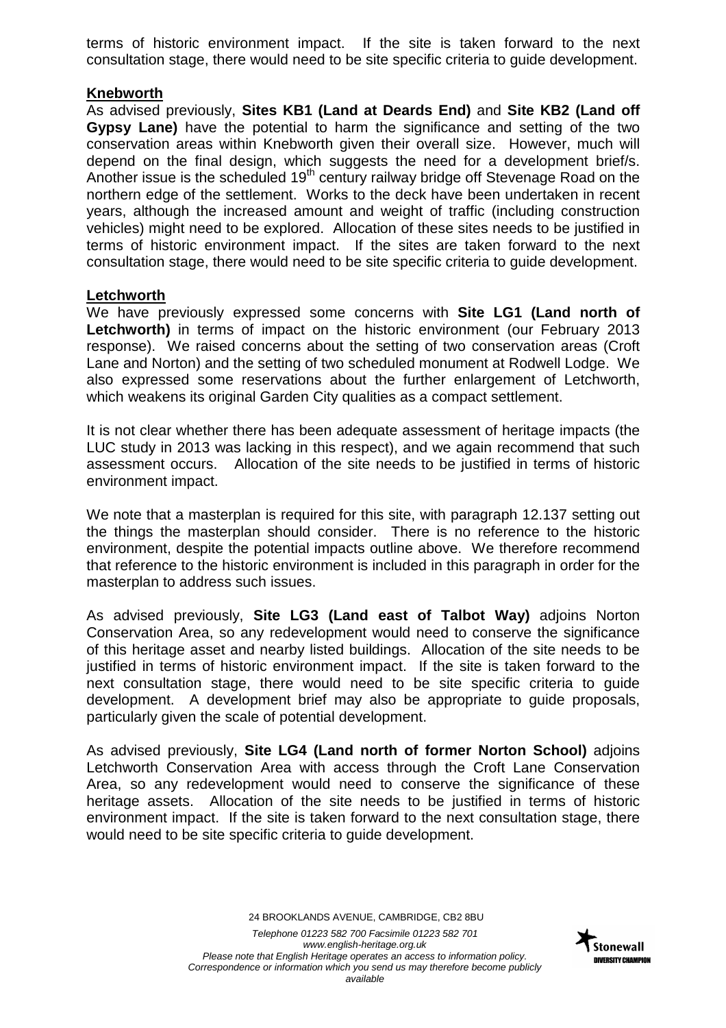terms of historic environment impact. If the site is taken forward to the next consultation stage, there would need to be site specific criteria to guide development.

**Knebworth**

As advised previously, **Sites KB1 (Land at Deards End)** and **Site KB2 (Land off Gypsy Lane)** have the potential to harm the significance and setting of the two conservation areas within Knebworth given their overall size. However, much will depend on the final design, which suggests the need for a development brief/s. Another issue is the scheduled 19th century railway bridge off Stevenage Road on the northern edge of the settlement. Works to the deck have been undertaken in recent years, although the increased amount and weight of traffic (including construction vehicles) might need to be explored. Allocation of these sites needs to be justified in terms of historic environment impact. If the sites are taken forward to the next consultation stage, there would need to be site specific criteria to guide development.

**Letchworth**

We have previously expressed some concerns with **Site LG1 (Land north of Letchworth)** in terms of impact on the historic environment (our February 2013 response). We raised concerns about the setting of two conservation areas (Croft Lane and Norton) and the setting of two scheduled monument at Rodwell Lodge. We also expressed some reservations about the further enlargement of Letchworth, which weakens its original Garden City qualities as a compact settlement.

It is not clear whether there has been adequate assessment of heritage impacts (the LUC study in 2013 was lacking in this respect), and we again recommend that such assessment occurs. Allocation of the site needs to be justified in terms of historic environment impact.

We note that a masterplan is required for this site, with paragraph 12.137 setting out the things the masterplan should consider. There is no reference to the historic environment, despite the potential impacts outline above. We therefore recommend that reference to the historic environment is included in this paragraph in order for the masterplan to address such issues.

As advised previously, **Site LG3 (Land east of Talbot Way)** adjoins Norton Conservation Area, so any redevelopment would need to conserve the significance of this heritage asset and nearby listed buildings. Allocation of the site needs to be justified in terms of historic environment impact. If the site is taken forward to the next consultation stage, there would need to be site specific criteria to guide development. A development brief may also be appropriate to guide proposals, particularly given the scale of potential development.

As advised previously, **Site LG4 (Land north of former Norton School)** adjoins Letchworth Conservation Area with access through the Croft Lane Conservation Area, so any redevelopment would need to conserve the significance of these heritage assets. Allocation of the site needs to be justified in terms of historic environment impact. If the site is taken forward to the next consultation stage, there would need to be site specific criteria to guide development.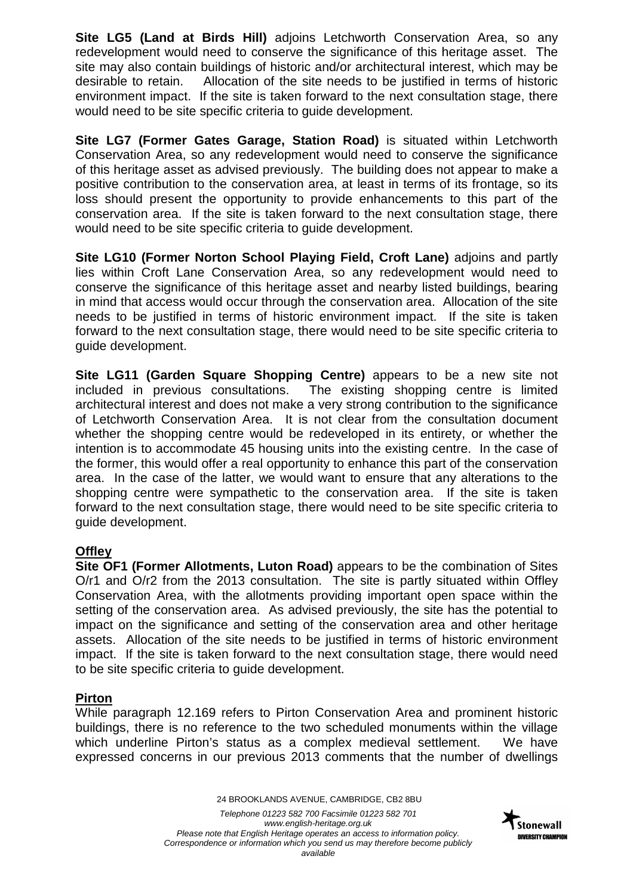**Site LG5 (Land at Birds Hill)** adjoins Letchworth Conservation Area, so any redevelopment would need to conserve the significance of this heritage asset. The site may also contain buildings of historic and/or architectural interest, which may be desirable to retain. Allocation of the site needs to be justified in terms of historic environment impact. If the site is taken forward to the next consultation stage, there would need to be site specific criteria to guide development.

**Site LG7 (Former Gates Garage, Station Road)** is situated within Letchworth Conservation Area, so any redevelopment would need to conserve the significance of this heritage asset as advised previously. The building does not appear to make a positive contribution to the conservation area, at least in terms of its frontage, so its loss should present the opportunity to provide enhancements to this part of the conservation area. If the site is taken forward to the next consultation stage, there would need to be site specific criteria to guide development.

**Site LG10 (Former Norton School Playing Field, Croft Lane)** adjoins and partly lies within Croft Lane Conservation Area, so any redevelopment would need to conserve the significance of this heritage asset and nearby listed buildings, bearing in mind that access would occur through the conservation area. Allocation of the site needs to be justified in terms of historic environment impact. If the site is taken forward to the next consultation stage, there would need to be site specific criteria to guide development.

**Site LG11 (Garden Square Shopping Centre)** appears to be a new site not included in previous consultations. The existing shopping centre is limited architectural interest and does not make a very strong contribution to the significance of Letchworth Conservation Area. It is not clear from the consultation document whether the shopping centre would be redeveloped in its entirety, or whether the intention is to accommodate 45 housing units into the existing centre. In the case of the former, this would offer a real opportunity to enhance this part of the conservation area. In the case of the latter, we would want to ensure that any alterations to the shopping centre were sympathetic to the conservation area. If the site is taken forward to the next consultation stage, there would need to be site specific criteria to guide development.

**Offley**

**Site OF1 (Former Allotments, Luton Road)** appears to be the combination of Sites O/r1 and O/r2 from the 2013 consultation. The site is partly situated within Offley Conservation Area, with the allotments providing important open space within the setting of the conservation area. As advised previously, the site has the potential to impact on the significance and setting of the conservation area and other heritage assets. Allocation of the site needs to be justified in terms of historic environment impact. If the site is taken forward to the next consultation stage, there would need to be site specific criteria to guide development.

**Pirton**

While paragraph 12.169 refers to Pirton Conservation Area and prominent historic buildings, there is no reference to the two scheduled monuments within the village which underline Pirton's status as a complex medieval settlement. We have expressed concerns in our previous 2013 comments that the number of dwellings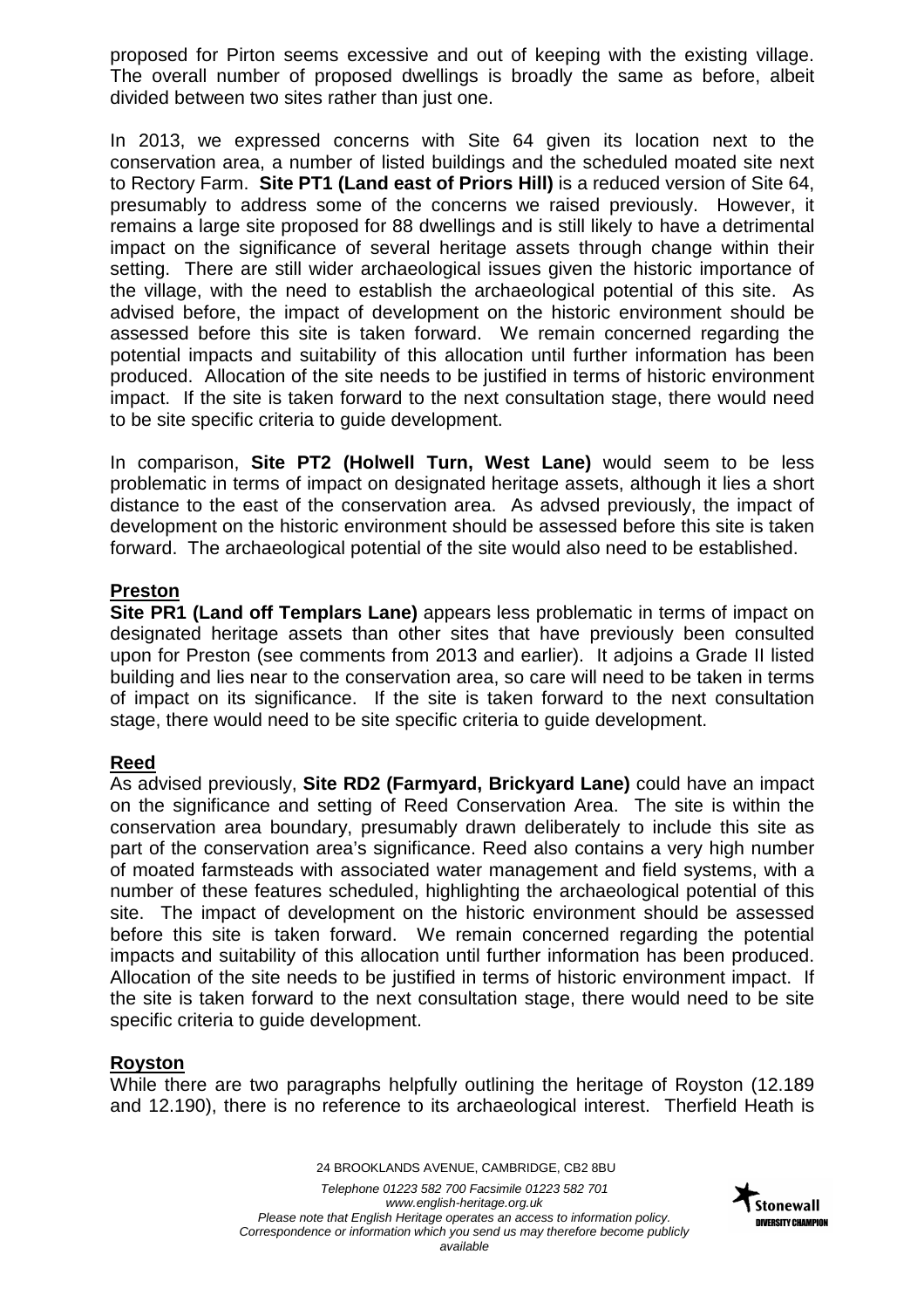proposed for Pirton seems excessive and out of keeping with the existing village. The overall number of proposed dwellings is broadly the same as before, albeit divided between two sites rather than just one.

In 2013, we expressed concerns with Site 64 given its location next to the conservation area, a number of listed buildings and the scheduled moated site next to Rectory Farm. **Site PT1 (Land east of Priors Hill)** is a reduced version of Site 64, presumably to address some of the concerns we raised previously. However, it remains a large site proposed for 88 dwellings and is still likely to have a detrimental impact on the significance of several heritage assets through change within their setting. There are still wider archaeological issues given the historic importance of the village, with the need to establish the archaeological potential of this site. As advised before, the impact of development on the historic environment should be assessed before this site is taken forward. We remain concerned regarding the potential impacts and suitability of this allocation until further information has been produced. Allocation of the site needs to be justified in terms of historic environment impact. If the site is taken forward to the next consultation stage, there would need to be site specific criteria to guide development.

In comparison, **Site PT2 (Holwell Turn, West Lane)** would seem to be less problematic in terms of impact on designated heritage assets, although it lies a short distance to the east of the conservation area. As advsed previously, the impact of development on the historic environment should be assessed before this site is taken forward. The archaeological potential of the site would also need to be established.

## Preston

**Site PR1 (Land off Templars Lane)** appears less problematic in terms of impact on designated heritage assets than other sites that have previously been consulted upon for Preston (see comments from 2013 and earlier). It adjoins a Grade II listed building and lies near to the conservation area, so care will need to be taken in terms of impact on its significance. If the site is taken forward to the next consultation stage, there would need to be site specific criteria to guide development.

## Reed

As advised previously, **Site RD2 (Farmyard, Brickyard Lane)** could have an impact on the significance and setting of Reed Conservation Area. The site is within the conservation area boundary, presumably drawn deliberately to include this site as part of the conservation area's significance. Reed also contains a very high number of moated farmsteads with associated water management and field systems, with a number of these features scheduled, highlighting the archaeological potential of this site. The impact of development on the historic environment should be assessed before this site is taken forward. We remain concerned regarding the potential impacts and suitability of this allocation until further information has been produced. Allocation of the site needs to be justified in terms of historic environment impact. If the site is taken forward to the next consultation stage, there would need to be site specific criteria to guide development.

## Royston

While there are two paragraphs helpfully outlining the heritage of Royston (12.189 and 12.190), there is no reference to its archaeological interest. Therfield Heath is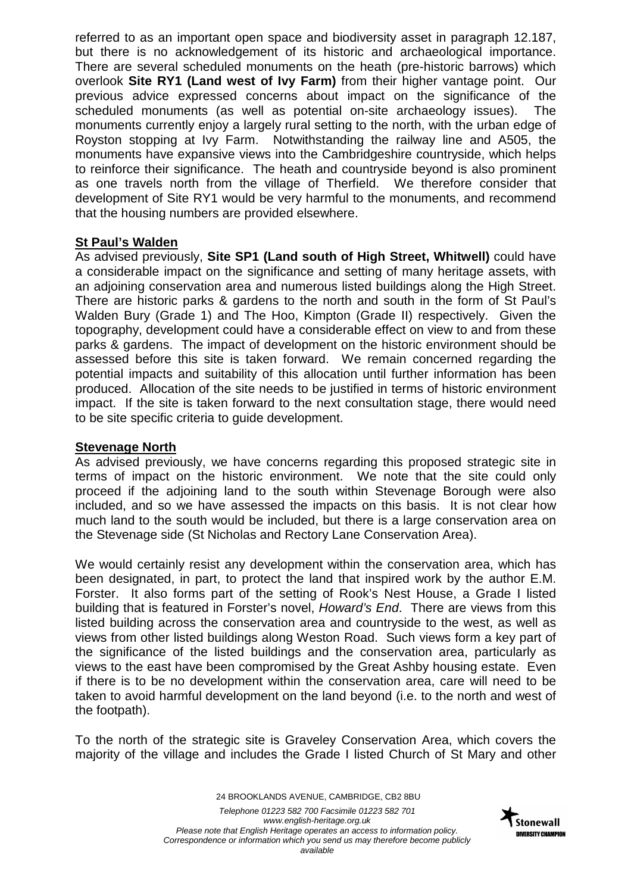referred to as an important open space and biodiversity asset in paragraph 12.187, but there is no acknowledgement of its historic and archaeological importance. There are several scheduled monuments on the heath (pre-historic barrows) which overlook **Site RY1 (Land west of Ivy Farm)** from their higher vantage point. Our previous advice expressed concerns about impact on the significance of the scheduled monuments (as well as potential on-site archaeology issues). The monuments currently enjoy a largely rural setting to the north, with the urban edge of Royston stopping at Ivy Farm. Notwithstanding the railway line and A505, the monuments have expansive views into the Cambridgeshire countryside, which helps to reinforce their significance. The heath and countryside beyond is also prominent as one travels north from the village of Therfield. We therefore consider that development of Site RY1 would be very harmful to the monuments, and recommend that the housing numbers are provided elsewhere.

**St Paul's Walden**

As advised previously, **Site SP1 (Land south of High Street, Whitwell)** could have a considerable impact on the significance and setting of many heritage assets, with an adjoining conservation area and numerous listed buildings along the High Street. There are historic parks & gardens to the north and south in the form of St Paul's Walden Bury (Grade 1) and The Hoo, Kimpton (Grade II) respectively. Given the topography, development could have a considerable effect on view to and from these parks & gardens. The impact of development on the historic environment should be assessed before this site is taken forward. We remain concerned regarding the potential impacts and suitability of this allocation until further information has been produced. Allocation of the site needs to be justified in terms of historic environment impact. If the site is taken forward to the next consultation stage, there would need to be site specific criteria to guide development.

**Stevenage North**

As advised previously, we have concerns regarding this proposed strategic site in terms of impact on the historic environment. We note that the site could only proceed if the adjoining land to the south within Stevenage Borough were also included, and so we have assessed the impacts on this basis. It is not clear how much land to the south would be included, but there is a large conservation area on the Stevenage side (St Nicholas and Rectory Lane Conservation Area).

We would certainly resist any development within the conservation area, which has been designated, in part, to protect the land that inspired work by the author E.M. Forster. It also forms part of the setting of Rook's Nest House, a Grade I listed building that is featured in Forster's novel, *Howard's End*. There are views from this listed building across the conservation area and countryside to the west, as well as views from other listed buildings along Weston Road. Such views form a key part of the significance of the listed buildings and the conservation area, particularly as views to the east have been compromised by the Great Ashby housing estate. Even if there is to be no development within the conservation area, care will need to be taken to avoid harmful development on the land beyond (i.e. to the north and west of the footpath).

To the north of the strategic site is Graveley Conservation Area, which covers the majority of the village and includes the Grade I listed Church of St Mary and other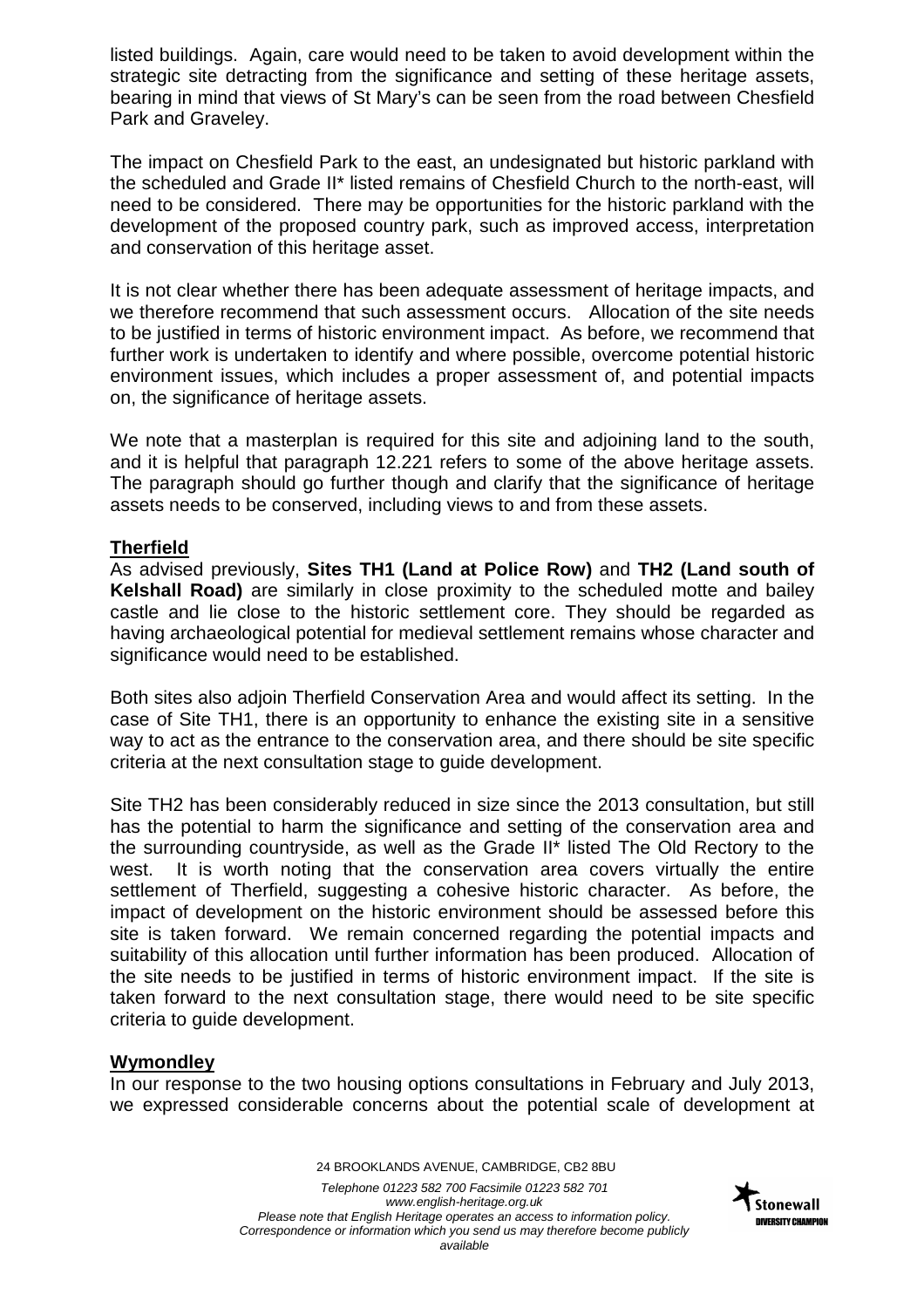listed buildings. Again, care would need to be taken to avoid development within the strategic site detracting from the significance and setting of these heritage assets, bearing in mind that views of St Mary's can be seen from the road between Chesfield Park and Graveley.

The impact on Chesfield Park to the east, an undesignated but historic parkland with the scheduled and Grade II* listed remains of Chesfield Church to the north-east, will need to be considered. There may be opportunities for the historic parkland with the development of the proposed country park, such as improved access, interpretation and conservation of this heritage asset.

It is not clear whether there has been adequate assessment of heritage impacts, and we therefore recommend that such assessment occurs. Allocation of the site needs to be justified in terms of historic environment impact. As before, we recommend that further work is undertaken to identify and where possible, overcome potential historic environment issues, which includes a proper assessment of, and potential impacts on, the significance of heritage assets.

We note that a masterplan is required for this site and adjoining land to the south, and it is helpful that paragraph 12.221 refers to some of the above heritage assets. The paragraph should go further though and clarify that the significance of heritage assets needs to be conserved, including views to and from these assets.

**Therfield**

As advised previously, **Sites TH1 (Land at Police Row)** and **TH2 (Land south of Kelshall Road)** are similarly in close proximity to the scheduled motte and bailey castle and lie close to the historic settlement core. They should be regarded as having archaeological potential for medieval settlement remains whose character and significance would need to be established.

Both sites also adjoin Therfield Conservation Area and would affect its setting. In the case of Site TH1, there is an opportunity to enhance the existing site in a sensitive way to act as the entrance to the conservation area, and there should be site specific criteria at the next consultation stage to guide development.

Site TH2 has been considerably reduced in size since the 2013 consultation, but still has the potential to harm the significance and setting of the conservation area and the surrounding countryside, as well as the Grade II* listed The Old Rectory to the west. It is worth noting that the conservation area covers virtually the entire settlement of Therfield, suggesting a cohesive historic character. As before, the impact of development on the historic environment should be assessed before this site is taken forward. We remain concerned regarding the potential impacts and suitability of this allocation until further information has been produced. Allocation of the site needs to be justified in terms of historic environment impact. If the site is taken forward to the next consultation stage, there would need to be site specific criteria to guide development.

**Wymondley**

In our response to the two housing options consultations in February and July 2013, we expressed considerable concerns about the potential scale of development at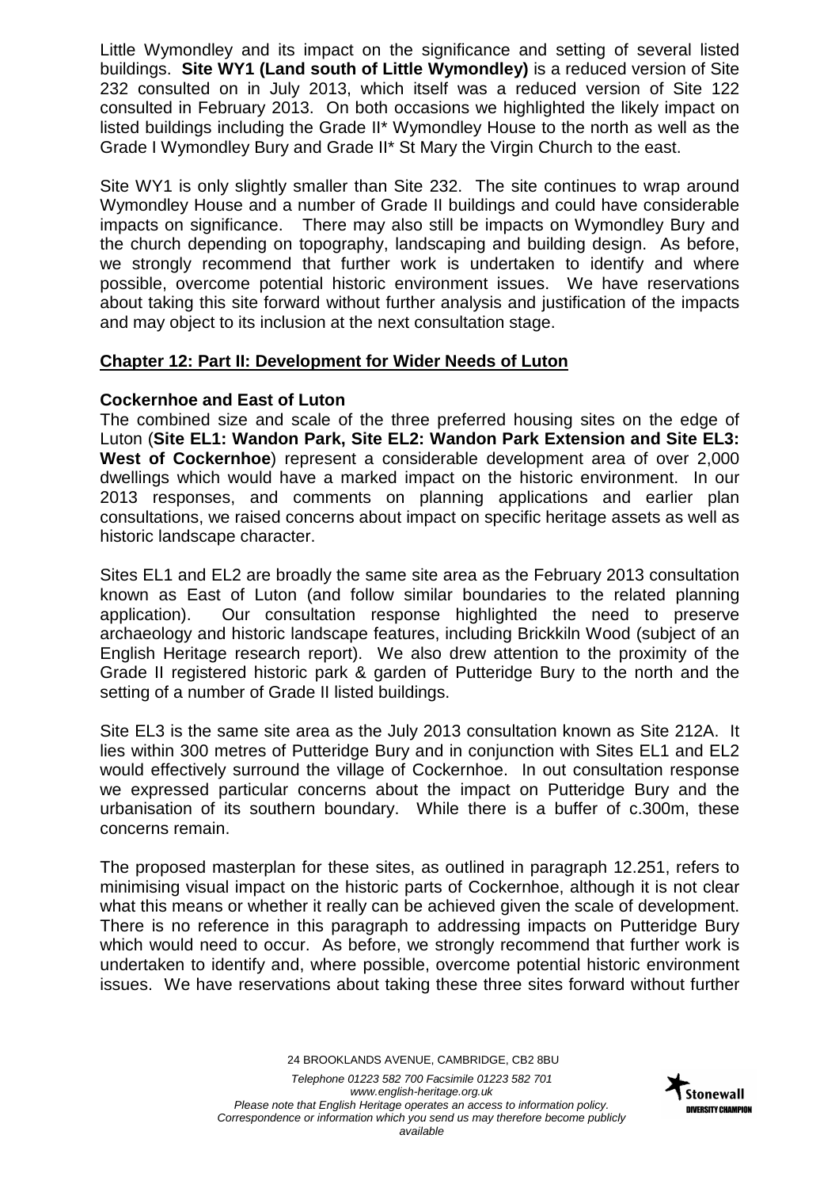Little Wymondley and its impact on the significance and setting of several listed buildings. **Site WY1 (Land south of Little Wymondley)** is a reduced version of Site 232 consulted on in July 2013, which itself was a reduced version of Site 122 consulted in February 2013. On both occasions we highlighted the likely impact on listed buildings including the Grade II* Wymondley House to the north as well as the Grade I Wymondley Bury and Grade II* St Mary the Virgin Church to the east.

Site WY1 is only slightly smaller than Site 232. The site continues to wrap around Wymondley House and a number of Grade II buildings and could have considerable impacts on significance. There may also still be impacts on Wymondley Bury and the church depending on topography, landscaping and building design. As before, we strongly recommend that further work is undertaken to identify and where possible, overcome potential historic environment issues. We have reservations about taking this site forward without further analysis and justification of the impacts and may object to its inclusion at the next consultation stage.

## Chapter 12: Part II: Development for Wider Needs of Luton

### Cockernhoe and East of Luton

The combined size and scale of the three preferred housing sites on the edge of Luton (**Site EL1: Wandon Park, Site EL2: Wandon Park Extension and Site EL3: West of Cockernhoe**) represent a considerable development area of over 2,000 dwellings which would have a marked impact on the historic environment. In our 2013 responses, and comments on planning applications and earlier plan consultations, we raised concerns about impact on specific heritage assets as well as historic landscape character.

Sites EL1 and EL2 are broadly the same site area as the February 2013 consultation known as East of Luton (and follow similar boundaries to the related planning application). Our consultation response highlighted the need to preserve archaeology and historic landscape features, including Brickkiln Wood (subject of an English Heritage research report). We also drew attention to the proximity of the Grade II registered historic park & garden of Putteridge Bury to the north and the setting of a number of Grade II listed buildings.

Site EL3 is the same site area as the July 2013 consultation known as Site 212A. It lies within 300 metres of Putteridge Bury and in conjunction with Sites EL1 and EL2 would effectively surround the village of Cockernhoe. In out consultation response we expressed particular concerns about the impact on Putteridge Bury and the urbanisation of its southern boundary. While there is a buffer of c.300m, these concerns remain.

The proposed masterplan for these sites, as outlined in paragraph 12.251, refers to minimising visual impact on the historic parts of Cockernhoe, although it is not clear what this means or whether it really can be achieved given the scale of development. There is no reference in this paragraph to addressing impacts on Putteridge Bury which would need to occur. As before, we strongly recommend that further work is undertaken to identify and, where possible, overcome potential historic environment issues. We have reservations about taking these three sites forward without further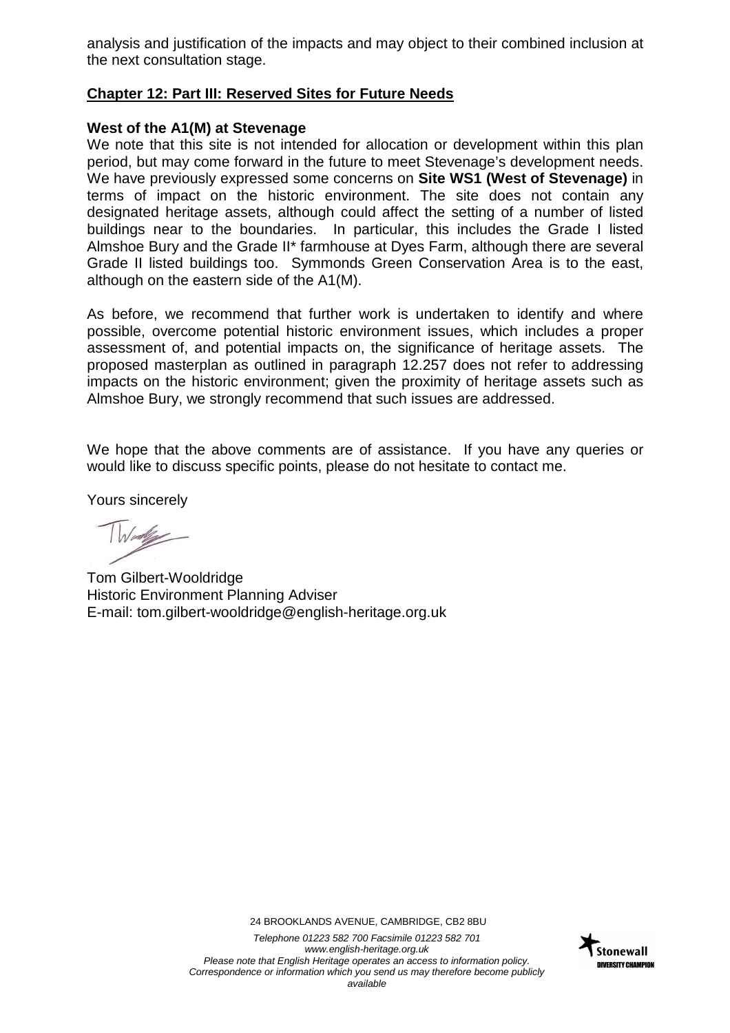analysis and justification of the impacts and may object to their combined inclusion at the next consultation stage.

**Chapter 12: Part III: Reserved Sites for Future Needs**

**West of the A1(M) at Stevenage**

We note that this site is not intended for allocation or development within this plan period, but may come forward in the future to meet Stevenage's development needs. We have previously expressed some concerns on **Site WS1 (West of Stevenage)** in terms of impact on the historic environment. The site does not contain any designated heritage assets, although could affect the setting of a number of listed buildings near to the boundaries. In particular, this includes the Grade I listed Almshoe Bury and the Grade II* farmhouse at Dyes Farm, although there are several Grade II listed buildings too. Symmonds Green Conservation Area is to the east, although on the eastern side of the A1(M).

As before, we recommend that further work is undertaken to identify and where possible, overcome potential historic environment issues, which includes a proper assessment of, and potential impacts on, the significance of heritage assets. The proposed masterplan as outlined in paragraph 12.257 does not refer to addressing impacts on the historic environment; given the proximity of heritage assets such as Almshoe Bury, we strongly recommend that such issues are addressed.

We hope that the above comments are of assistance. If you have any queries or would like to discuss specific points, please do not hesitate to contact me.

Yours sincerely

Tom Gilbert-Wooldridge
Historic Environment Planning Adviser
E-mail: tom.gilbert-wooldridge@english-heritage.org.uk

24 BROOKLANDS AVENUE, CAMBRIDGE, CB2 8BU

*Telephone 01223 582 700 Facsimile 01223 582 701*
*www.english-heritage.org.uk*
*Please note that English Heritage operates an access to information policy. Correspondence or information which you send us may therefore become publicly available*

Stonewall DIVERSITY CHAMPION